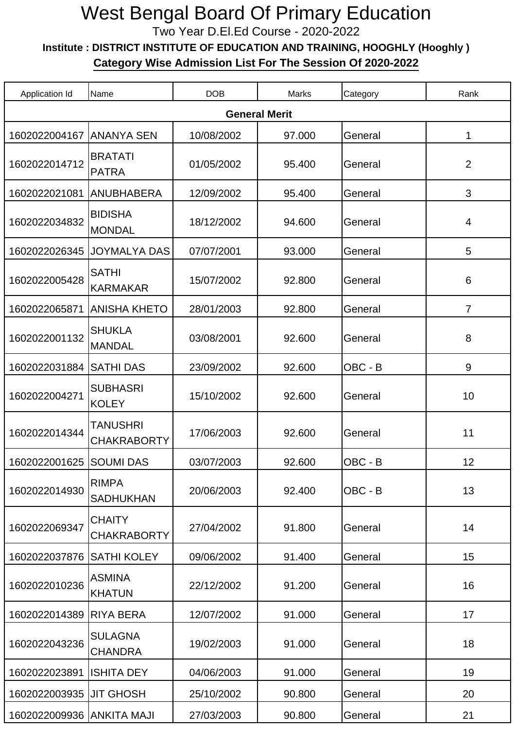# West Bengal Board Of Primary Education

Two Year D.El.Ed Course - 2020-2022

**Institute : DISTRICT INSTITUTE OF EDUCATION AND TRAINING, HOOGHLY (Hooghly )**

**Category Wise Admission List For The Session Of 2020-2022**

| Application Id | Name | DOB | Marks | Category | Rank |
|---|---|---|---|---|---|
| **General Merit** | | | | | |
| 1602022004167 | ANANYA SEN | 10/08/2002 | 97.000 | General | 1 |
| 1602022014712 | BRATATI PATRA | 01/05/2002 | 95.400 | General | 2 |
| 1602022021081 | ANUBHABERA | 12/09/2002 | 95.400 | General | 3 |
| 1602022034832 | BIDISHA MONDAL | 18/12/2002 | 94.600 | General | 4 |
| 1602022026345 | JOYMALYA DAS | 07/07/2001 | 93.000 | General | 5 |
| 1602022005428 | SATHI KARMAKAR | 15/07/2002 | 92.800 | General | 6 |
| 1602022065871 | ANISHA KHETO | 28/01/2003 | 92.800 | General | 7 |
| 1602022001132 | SHUKLA MANDAL | 03/08/2001 | 92.600 | General | 8 |
| 1602022031884 | SATHI DAS | 23/09/2002 | 92.600 | OBC - B | 9 |
| 1602022004271 | SUBHASRI KOLEY | 15/10/2002 | 92.600 | General | 10 |
| 1602022014344 | TANUSHRI CHAKRABORTY | 17/06/2003 | 92.600 | General | 11 |
| 1602022001625 | SOUMI DAS | 03/07/2003 | 92.600 | OBC - B | 12 |
| 1602022014930 | RIMPA SADHUKHAN | 20/06/2003 | 92.400 | OBC - B | 13 |
| 1602022069347 | CHAITY CHAKRABORTY | 27/04/2002 | 91.800 | General | 14 |
| 1602022037876 | SATHI KOLEY | 09/06/2002 | 91.400 | General | 15 |
| 1602022010236 | ASMINA KHATUN | 22/12/2002 | 91.200 | General | 16 |
| 1602022014389 | RIYA BERA | 12/07/2002 | 91.000 | General | 17 |
| 1602022043236 | SULAGNA CHANDRA | 19/02/2003 | 91.000 | General | 18 |
| 1602022023891 | ISHITA DEY | 04/06/2003 | 91.000 | General | 19 |
| 1602022003935 | JIT GHOSH | 25/10/2002 | 90.800 | General | 20 |
| 1602022009936 | ANKITA MAJI | 27/03/2003 | 90.800 | General | 21 |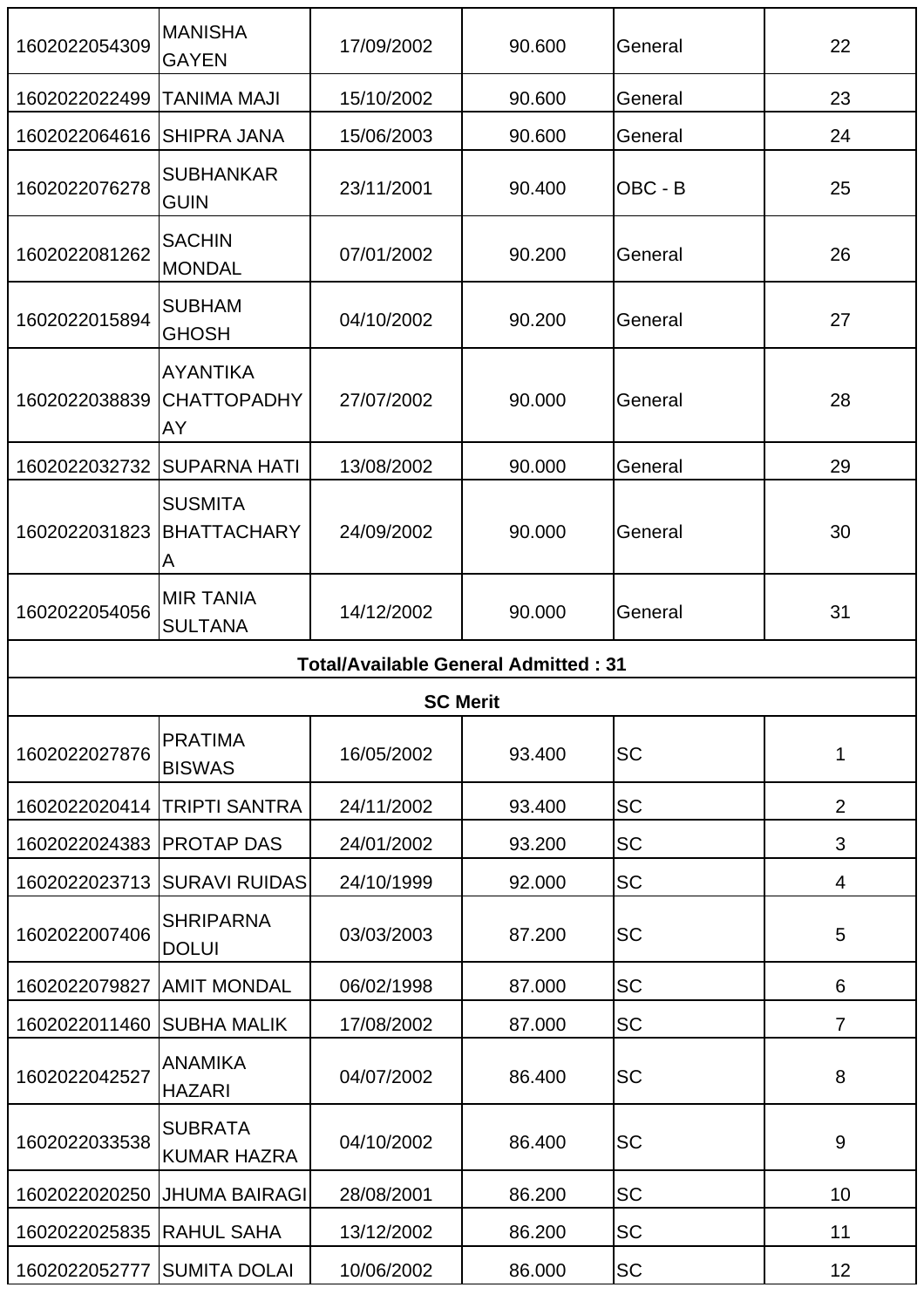| | | | | | |
|---|---|---|---|---|---|
| 1602022054309 | MANISHA GAYEN | 17/09/2002 | 90.600 | General | 22 |
| 1602022022499 | TANIMA MAJI | 15/10/2002 | 90.600 | General | 23 |
| 1602022064616 | SHIPRA JANA | 15/06/2003 | 90.600 | General | 24 |
| 1602022076278 | SUBHANKAR GUIN | 23/11/2001 | 90.400 | OBC - B | 25 |
| 1602022081262 | SACHIN MONDAL | 07/01/2002 | 90.200 | General | 26 |
| 1602022015894 | SUBHAM GHOSH | 04/10/2002 | 90.200 | General | 27 |
| 1602022038839 | AYANTIKA CHATTOPADHYAY | 27/07/2002 | 90.000 | General | 28 |
| 1602022032732 | SUPARNA HATI | 13/08/2002 | 90.000 | General | 29 |
| 1602022031823 | SUSMITA BHATTACHARYA | 24/09/2002 | 90.000 | General | 30 |
| 1602022054056 | MIR TANIA SULTANA | 14/12/2002 | 90.000 | General | 31 |

**Total/Available General Admitted : 31**

**SC Merit**

| | | | | | |
|---|---|---|---|---|---|
| 1602022027876 | PRATIMA BISWAS | 16/05/2002 | 93.400 | SC | 1 |
| 1602022020414 | TRIPTI SANTRA | 24/11/2002 | 93.400 | SC | 2 |
| 1602022024383 | PROTAP DAS | 24/01/2002 | 93.200 | SC | 3 |
| 1602022023713 | SURAVI RUIDAS | 24/10/1999 | 92.000 | SC | 4 |
| 1602022007406 | SHRIPARNA DOLUI | 03/03/2003 | 87.200 | SC | 5 |
| 1602022079827 | AMIT MONDAL | 06/02/1998 | 87.000 | SC | 6 |
| 1602022011460 | SUBHA MALIK | 17/08/2002 | 87.000 | SC | 7 |
| 1602022042527 | ANAMIKA HAZARI | 04/07/2002 | 86.400 | SC | 8 |
| 1602022033538 | SUBRATA KUMAR HAZRA | 04/10/2002 | 86.400 | SC | 9 |
| 1602022020250 | JHUMA BAIRAGI | 28/08/2001 | 86.200 | SC | 10 |
| 1602022025835 | RAHUL SAHA | 13/12/2002 | 86.200 | SC | 11 |
| 1602022052777 | SUMITA DOLAI | 10/06/2002 | 86.000 | SC | 12 |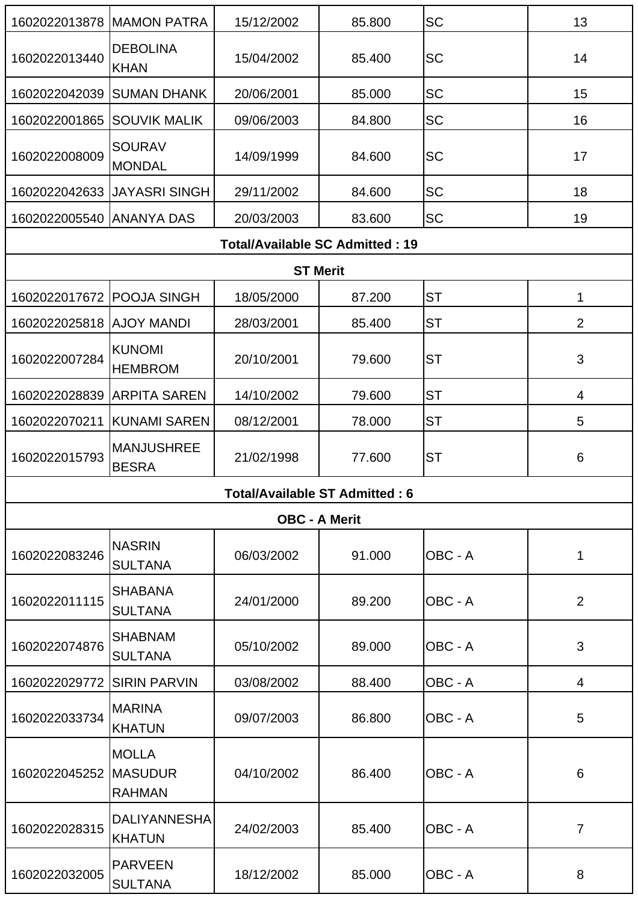| | | | | | |
|---|---|---|---|---|---|
| 1602022013878 | MAMON PATRA | 15/12/2002 | 85.800 | SC | 13 |
| 1602022013440 | DEBOLINA KHAN | 15/04/2002 | 85.400 | SC | 14 |
| 1602022042039 | SUMAN DHANK | 20/06/2001 | 85.000 | SC | 15 |
| 1602022001865 | SOUVIK MALIK | 09/06/2003 | 84.800 | SC | 16 |
| 1602022008009 | SOURAV MONDAL | 14/09/1999 | 84.600 | SC | 17 |
| 1602022042633 | JAYASRI SINGH | 29/11/2002 | 84.600 | SC | 18 |
| 1602022005540 | ANANYA DAS | 20/03/2003 | 83.600 | SC | 19 |
| **Total/Available SC Admitted : 19** | | | | | |
| **ST Merit** | | | | | |
| 1602022017672 | POOJA SINGH | 18/05/2000 | 87.200 | ST | 1 |
| 1602022025818 | AJOY MANDI | 28/03/2001 | 85.400 | ST | 2 |
| 1602022007284 | KUNOMI HEMBROM | 20/10/2001 | 79.600 | ST | 3 |
| 1602022028839 | ARPITA SAREN | 14/10/2002 | 79.600 | ST | 4 |
| 1602022070211 | KUNAMI SAREN | 08/12/2001 | 78.000 | ST | 5 |
| 1602022015793 | MANJUSHREE BESRA | 21/02/1998 | 77.600 | ST | 6 |
| **Total/Available ST Admitted : 6** | | | | | |
| **OBC - A Merit** | | | | | |
| 1602022083246 | NASRIN SULTANA | 06/03/2002 | 91.000 | OBC - A | 1 |
| 1602022011115 | SHABANA SULTANA | 24/01/2000 | 89.200 | OBC - A | 2 |
| 1602022074876 | SHABNAM SULTANA | 05/10/2002 | 89.000 | OBC - A | 3 |
| 1602022029772 | SIRIN PARVIN | 03/08/2002 | 88.400 | OBC - A | 4 |
| 1602022033734 | MARINA KHATUN | 09/07/2003 | 86.800 | OBC - A | 5 |
| 1602022045252 | MOLLA MASUDUR RAHMAN | 04/10/2002 | 86.400 | OBC - A | 6 |
| 1602022028315 | DALIYANNESHA KHATUN | 24/02/2003 | 85.400 | OBC - A | 7 |
| 1602022032005 | PARVEEN SULTANA | 18/12/2002 | 85.000 | OBC - A | 8 |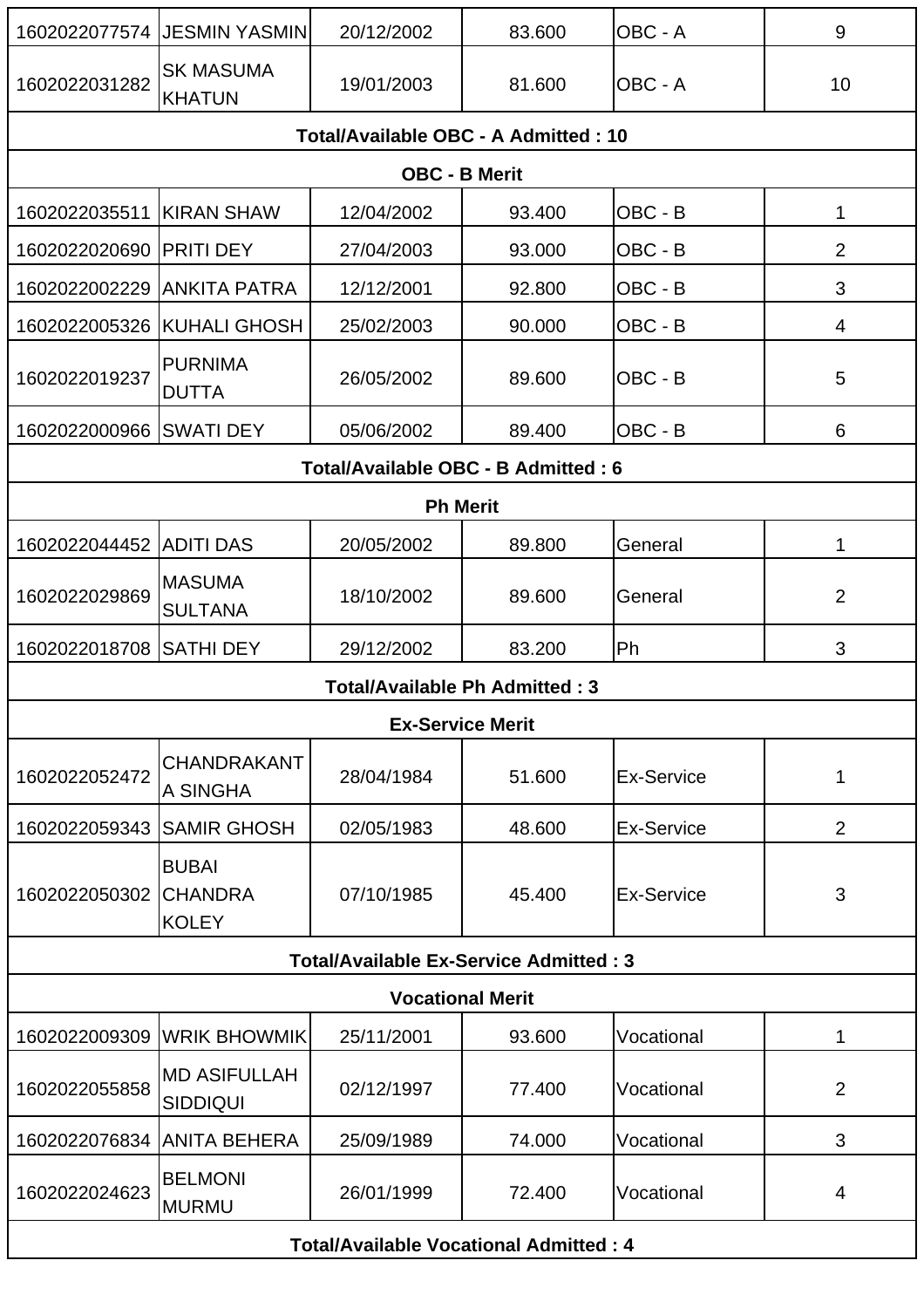| | | | | | |
|---|---|---|---|---|---|
| 1602022077574 | JESMIN YASMIN | 20/12/2002 | 83.600 | OBC - A | 9 |
| 1602022031282 | SK MASUMA KHATUN | 19/01/2003 | 81.600 | OBC - A | 10 |
| **Total/Available OBC - A Admitted : 10** | | | | | |
| **OBC - B Merit** | | | | | |
| 1602022035511 | KIRAN SHAW | 12/04/2002 | 93.400 | OBC - B | 1 |
| 1602022020690 | PRITI DEY | 27/04/2003 | 93.000 | OBC - B | 2 |
| 1602022002229 | ANKITA PATRA | 12/12/2001 | 92.800 | OBC - B | 3 |
| 1602022005326 | KUHALI GHOSH | 25/02/2003 | 90.000 | OBC - B | 4 |
| 1602022019237 | PURNIMA DUTTA | 26/05/2002 | 89.600 | OBC - B | 5 |
| 1602022000966 | SWATI DEY | 05/06/2002 | 89.400 | OBC - B | 6 |
| **Total/Available OBC - B Admitted : 6** | | | | | |
| **Ph Merit** | | | | | |
| 1602022044452 | ADITI DAS | 20/05/2002 | 89.800 | General | 1 |
| 1602022029869 | MASUMA SULTANA | 18/10/2002 | 89.600 | General | 2 |
| 1602022018708 | SATHI DEY | 29/12/2002 | 83.200 | Ph | 3 |
| **Total/Available Ph Admitted : 3** | | | | | |
| **Ex-Service Merit** | | | | | |
| 1602022052472 | CHANDRAKANTA SINGHA | 28/04/1984 | 51.600 | Ex-Service | 1 |
| 1602022059343 | SAMIR GHOSH | 02/05/1983 | 48.600 | Ex-Service | 2 |
| 1602022050302 | BUBAI CHANDRA KOLEY | 07/10/1985 | 45.400 | Ex-Service | 3 |
| **Total/Available Ex-Service Admitted : 3** | | | | | |
| **Vocational Merit** | | | | | |
| 1602022009309 | WRIK BHOWMIK | 25/11/2001 | 93.600 | Vocational | 1 |
| 1602022055858 | MD ASIFULLAH SIDDIQUI | 02/12/1997 | 77.400 | Vocational | 2 |
| 1602022076834 | ANITA BEHERA | 25/09/1989 | 74.000 | Vocational | 3 |
| 1602022024623 | BELMONI MURMU | 26/01/1999 | 72.400 | Vocational | 4 |
| **Total/Available Vocational Admitted : 4** | | | | | |